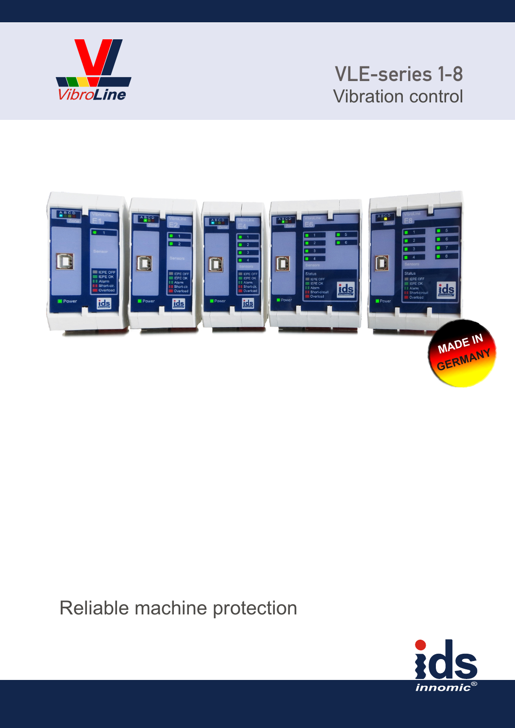VibroLine

# VLE-series 1-8

## Vibration control

MADE IN GERMANY

Reliable machine protection

ids innomic®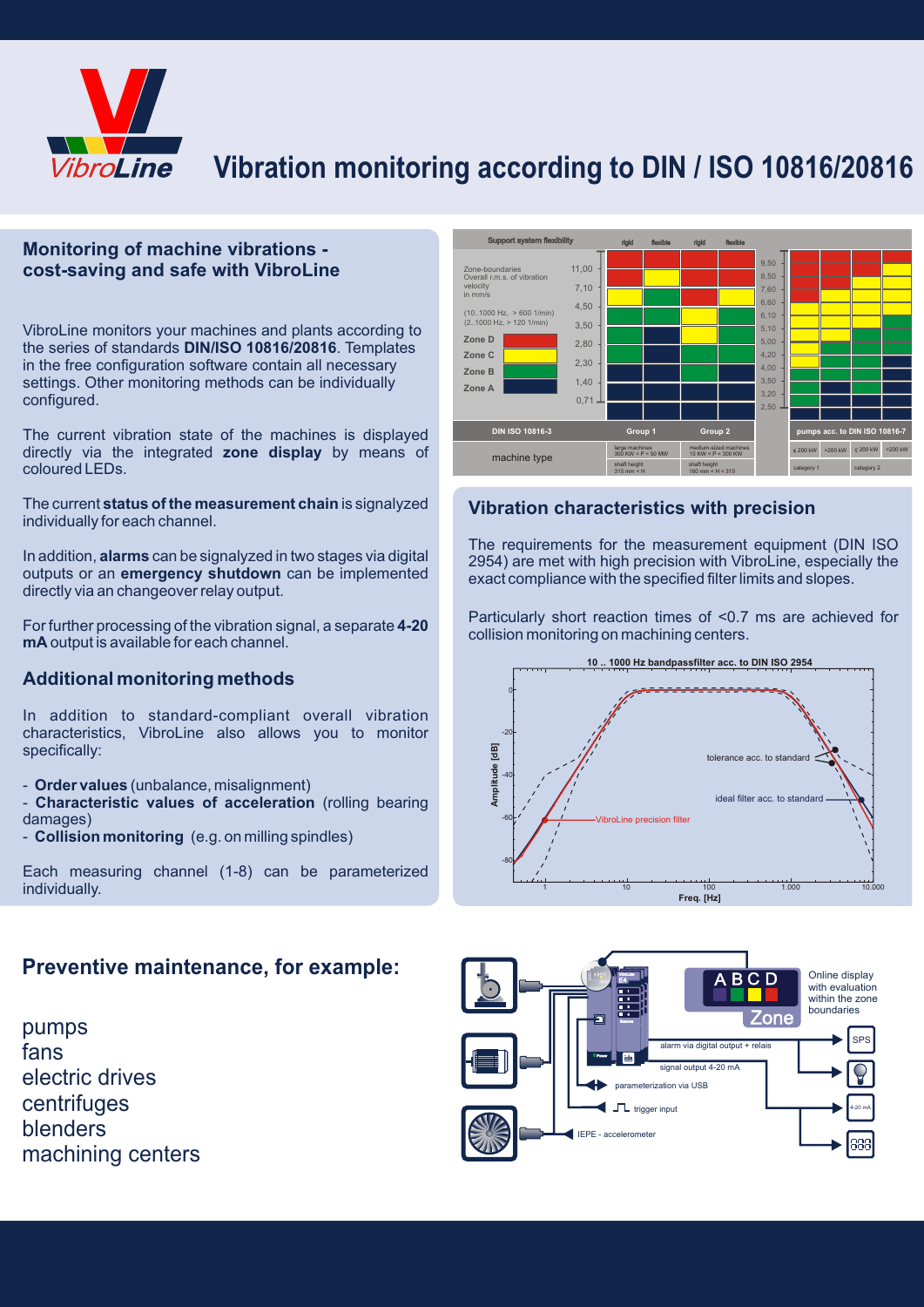# Vibration monitoring according to DIN / ISO 10816/20816

## Monitoring of machine vibrations - cost-saving and safe with VibroLine

VibroLine monitors your machines and plants according to the series of standards **DIN/ISO 10816/20816**. Templates in the free configuration software contain all necessary settings. Other monitoring methods can be individually configured.

The current vibration state of the machines is displayed directly via the integrated **zone display** by means of coloured LEDs.

The current **status of the measurement chain** is signalyzed individually for each channel.

In addition, **alarms** can be signalyzed in two stages via digital outputs or an **emergency shutdown** can be implemented directly via an changeover relay output.

For further processing of the vibration signal, a separate **4-20 mA** output is available for each channel.

## Additional monitoring methods

In addition to standard-compliant overall vibration characteristics, VibroLine also allows you to monitor specifically:

- **Order values** (unbalance, misalignment)
- **Characteristic values of acceleration** (rolling bearing damages)
- **Collision monitoring** (e.g. on milling spindles)

Each measuring channel (1-8) can be parameterized individually.

## Vibration characteristics with precision

The requirements for the measurement equipment (DIN ISO 2954) are met with high precision with VibroLine, especially the exact compliance with the specified filter limits and slopes.

Particularly short reaction times of <0.7 ms are achieved for collision monitoring on machining centers.

## Preventive maintenance, for example:

pumps
fans
electric drives
centrifuges
blenders
machining centers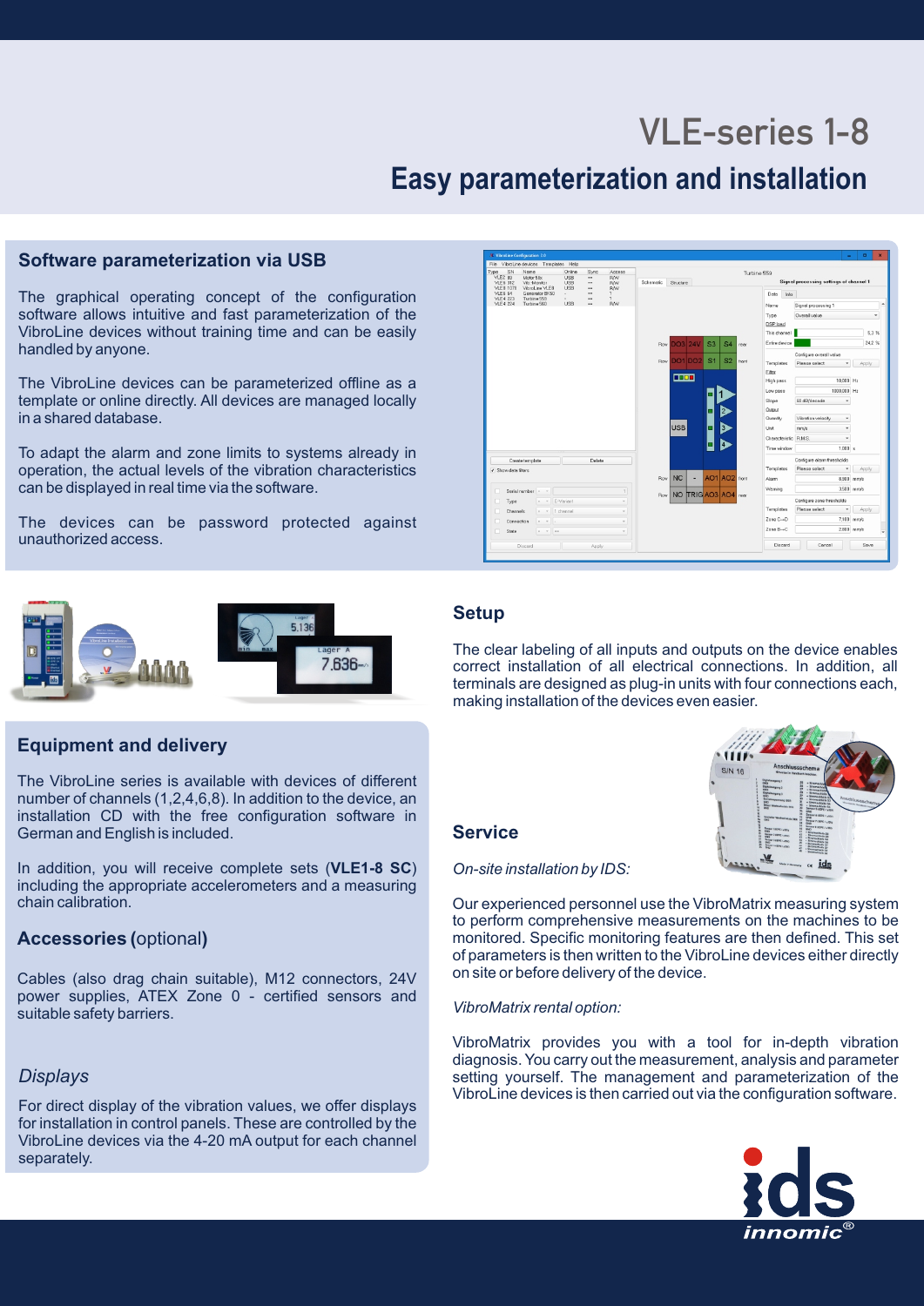# VLE-series 1-8

## Easy parameterization and installation

### Software parameterization via USB

The graphical operating concept of the configuration software allows intuitive and fast parameterization of the VibroLine devices without training time and can be easily handled by anyone.

The VibroLine devices can be parameterized offline as a template or online directly. All devices are managed locally in a shared database.

To adapt the alarm and zone limits to systems already in operation, the actual levels of the vibration characteristics can be displayed in real time via the software.

The devices can be password protected against unauthorized access.

### Equipment and delivery

The VibroLine series is available with devices of different number of channels (1,2,4,6,8). In addition to the device, an installation CD with the free configuration software in German and English is included.

In addition, you will receive complete sets (**VLE1-8 SC**) including the appropriate accelerometers and a measuring chain calibration.

### Accessories (optional)

Cables (also drag chain suitable), M12 connectors, 24V power supplies, ATEX Zone 0 - certified sensors and suitable safety barriers.

### *Displays*

For direct display of the vibration values, we offer displays for installation in control panels. These are controlled by the VibroLine devices via the 4-20 mA output for each channel separately.

### Setup

The clear labeling of all inputs and outputs on the device enables correct installation of all electrical connections. In addition, all terminals are designed as plug-in units with four connections each, making installation of the devices even easier.

### Service

*On-site installation by IDS:*

Our experienced personnel use the VibroMatrix measuring system to perform comprehensive measurements on the machines to be monitored. Specific monitoring features are then defined. This set of parameters is then written to the VibroLine devices either directly on site or before delivery of the device.

*VibroMatrix rental option:*

VibroMatrix provides you with a tool for in-depth vibration diagnosis. You carry out the measurement, analysis and parameter setting yourself. The management and parameterization of the VibroLine devices is then carried out via the configuration software.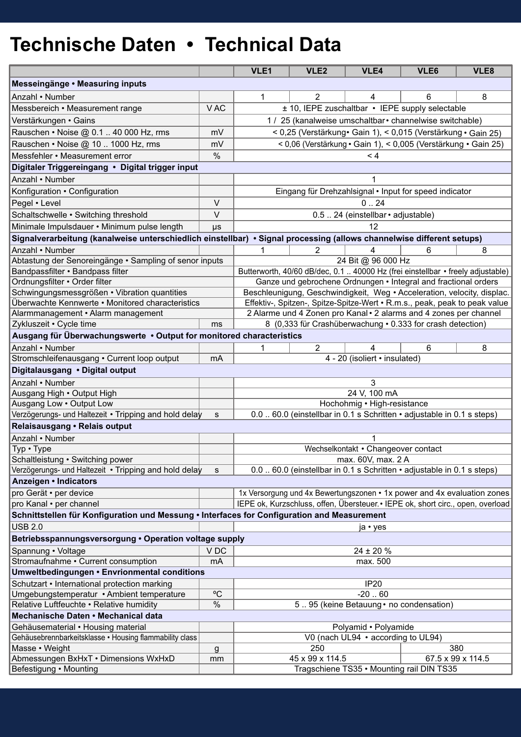# Technische Daten • Technical Data

| | | VLE1 | VLE2 | VLE4 | VLE6 | VLE8 |
|---|---|---|---|---|---|---|
| **Messeingänge • Measuring inputs** | | | | | | |
| Anzahl • Number | | 1 | 2 | 4 | 6 | 8 |
| Messbereich • Measurement range | V AC | ± 10, IEPE zuschaltbar • IEPE supply selectable | | | | |
| Verstärkungen • Gains | | 1 / 25 (kanalweise umschaltbar • channelwise switchable) | | | | |
| Rauschen • Noise @ 0.1 .. 40 000 Hz, rms | mV | < 0,25 (Verstärkung • Gain 1), < 0,015 (Verstärkung • Gain 25) | | | | |
| Rauschen • Noise @ 10 .. 1000 Hz, rms | mV | < 0,06 (Verstärkung • Gain 1), < 0,005 (Verstärkung • Gain 25) | | | | |
| Messfehler • Measurement error | % | < 4 | | | | |
| **Digitaler Triggereingang • Digital trigger input** | | | | | | |
| Anzahl • Number | | 1 | | | | |
| Konfiguration • Configuration | | Eingang für Drehzahlsignal • Input for speed indicator | | | | |
| Pegel • Level | V | 0 .. 24 | | | | |
| Schaltschwelle • Switching threshold | V | 0.5 .. 24 (einstellbar • adjustable) | | | | |
| Minimale Impulsdauer • Minimum pulse length | µs | 12 | | | | |
| **Signalverarbeitung (kanalweise unterschiedlich einstellbar) • Signal processing (allows channelwise different setups)** | | | | | | |
| Anzahl • Number | | 1 | 2 | 4 | 6 | 8 |
| Abtastung der Senoreingänge • Sampling of senor inputs | | 24 Bit @ 96 000 Hz | | | | |
| Bandpassfilter • Bandpass filter | | Butterworth, 40/60 dB/dec, 0.1 .. 40000 Hz (frei einstellbar • freely adjustable) | | | | |
| Ordnungsfilter • Order filter | | Ganze und gebrochene Ordnungen • Integral and fractional orders | | | | |
| Schwingungsmessgrößen • Vibration quantities | | Beschleunigung, Geschwindigkeit, Weg • Acceleration, velocity, displac. | | | | |
| Überwachte Kennwerte • Monitored characteristics | | Effektiv-, Spitzen-, Spitze-Spitze-Wert • R.m.s., peak, peak to peak value | | | | |
| Alarmmanagement • Alarm management | | 2 Alarme und 4 Zonen pro Kanal • 2 alarms and 4 zones per channel | | | | |
| Zykluszeit • Cycle time | ms | 8 (0,333 für Crashüberwachung • 0.333 for crash detection) | | | | |
| **Ausgang für Überwachungswerte • Output for monitored characteristics** | | | | | | |
| Anzahl • Number | | 1 | 2 | 4 | 6 | 8 |
| Stromschleifenausgang • Current loop output | mA | 4 - 20 (isoliert • insulated) | | | | |
| **Digitalausgang • Digital output** | | | | | | |
| Anzahl • Number | | 3 | | | | |
| Ausgang High • Output High | | 24 V, 100 mA | | | | |
| Ausgang Low • Output Low | | Hochohmig • High-resistance | | | | |
| Verzögerungs- und Haltezeit • Tripping and hold delay | s | 0.0 .. 60.0 (einstellbar in 0.1 s Schritten • adjustable in 0.1 s steps) | | | | |
| **Relaisausgang • Relais output** | | | | | | |
| Anzahl • Number | | 1 | | | | |
| Typ • Type | | Wechselkontakt • Changeover contact | | | | |
| Schaltleistung • Switching power | | max. 60V, max. 2 A | | | | |
| Verzögerungs- und Haltezeit • Tripping and hold delay | s | 0.0 .. 60.0 (einstellbar in 0.1 s Schritten • adjustable in 0.1 s steps) | | | | |
| **Anzeigen • Indicators** | | | | | | |
| pro Gerät • per device | | 1x Versorgung und 4x Bewertungszonen • 1x power and 4x evaluation zones | | | | |
| pro Kanal • per channel | | IEPE ok, Kurzschluss, offen, Übersteuer. • IEPE ok, short circ., open, overload | | | | |
| **Schnittstellen für Konfiguration und Messung • Interfaces for Configuration and Measurement** | | | | | | |
| USB 2.0 | | ja • yes | | | | |
| **Betriebsspannungsversorgung • Operation voltage supply** | | | | | | |
| Spannung • Voltage | V DC | 24 ± 20 % | | | | |
| Stromaufnahme • Current consumption | mA | max. 500 | | | | |
| **Umweltbedingungen • Envrionmental conditions** | | | | | | |
| Schutzart • International protection marking | | IP20 | | | | |
| Umgebungstemperatur • Ambient temperature | ºC | -20 .. 60 | | | | |
| Relative Luftfeuchte • Relative humidity | % | 5 .. 95 (keine Betauung • no condensation) | | | | |
| **Mechanische Daten • Mechanical data** | | | | | | |
| Gehäusematerial • Housing material | | Polyamid • Polyamide | | | | |
| Gehäusebrennbarkeitsklasse • Housing flammability class | | V0 (nach UL94 • according to UL94) | | | | |
| Masse • Weight | g | 250 | | | 380 | |
| Abmessungen BxHxT • Dimensions WxHxD | mm | 45 x 99 x 114.5 | | | 67.5 x 99 x 114.5 | |
| Befestigung • Mounting | | Tragschiene TS35 • Mounting rail DIN TS35 | | | | |